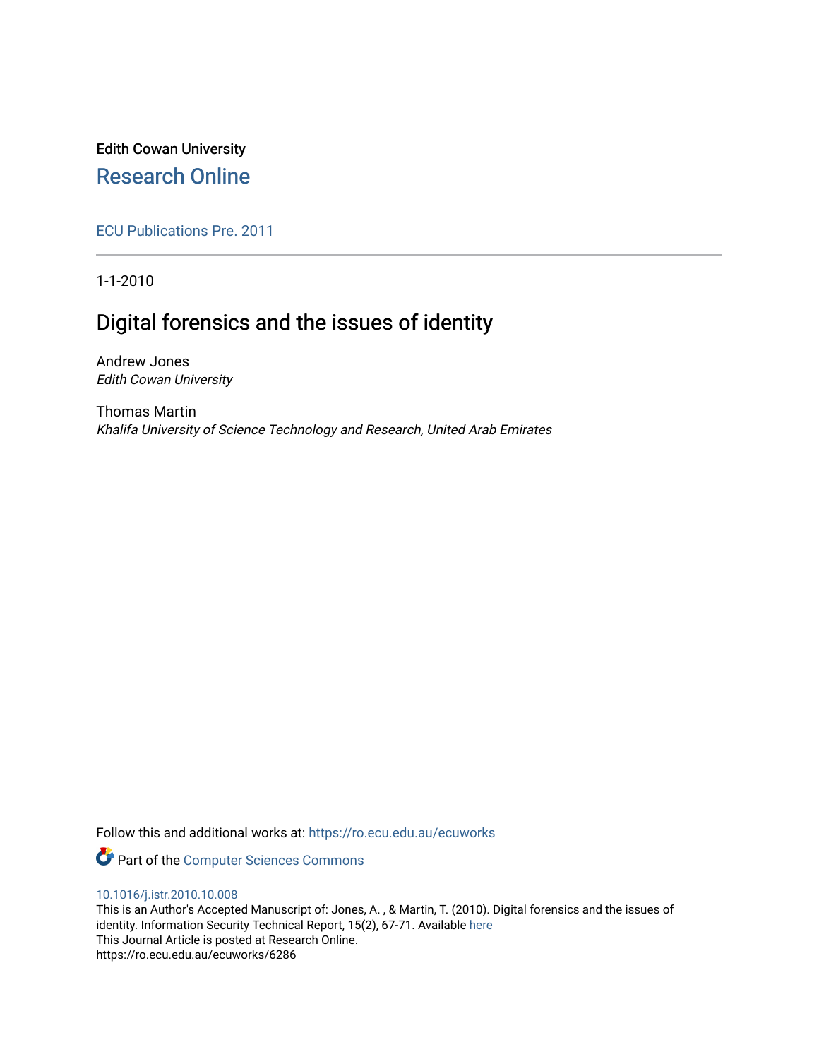Edith Cowan University

Research Online

ECU Publications Pre. 2011

1-1-2010

# Digital forensics and the issues of identity

Andrew Jones
*Edith Cowan University*

Thomas Martin
*Khalifa University of Science Technology and Research, United Arab Emirates*

Follow this and additional works at: https://ro.ecu.edu.au/ecuworks

Part of the Computer Sciences Commons

10.1016/j.istr.2010.10.008

This is an Author's Accepted Manuscript of: Jones, A. , & Martin, T. (2010). Digital forensics and the issues of identity. Information Security Technical Report, 15(2), 67-71. Available here

This Journal Article is posted at Research Online.

https://ro.ecu.edu.au/ecuworks/6286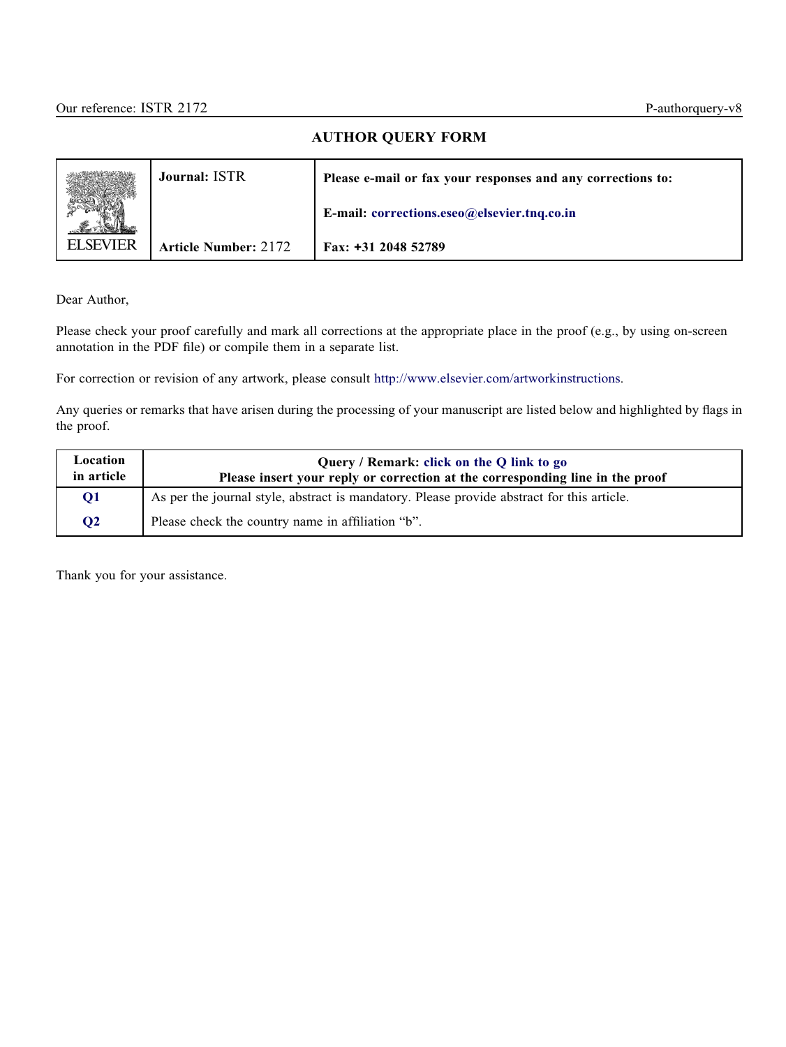Our reference: ISTR 2172

P-authorquery-v8

## AUTHOR QUERY FORM

| ELSEVIER | **Journal:** ISTR | **Please e-mail or fax your responses and any corrections to:** |
|---|---|---|
| | | **E-mail:** corrections.eseo@elsevier.tnq.co.in |
| | **Article Number:** 2172 | **Fax: +31 2048 52789** |

Dear Author,

Please check your proof carefully and mark all corrections at the appropriate place in the proof (e.g., by using on-screen annotation in the PDF file) or compile them in a separate list.

For correction or revision of any artwork, please consult http://www.elsevier.com/artworkinstructions.

Any queries or remarks that have arisen during the processing of your manuscript are listed below and highlighted by flags in the proof.

| Location in article | Query / Remark: click on the Q link to go Please insert your reply or correction at the corresponding line in the proof |
|---|---|
| Q1 | As per the journal style, abstract is mandatory. Please provide abstract for this article. |
| Q2 | Please check the country name in affiliation "b". |

Thank you for your assistance.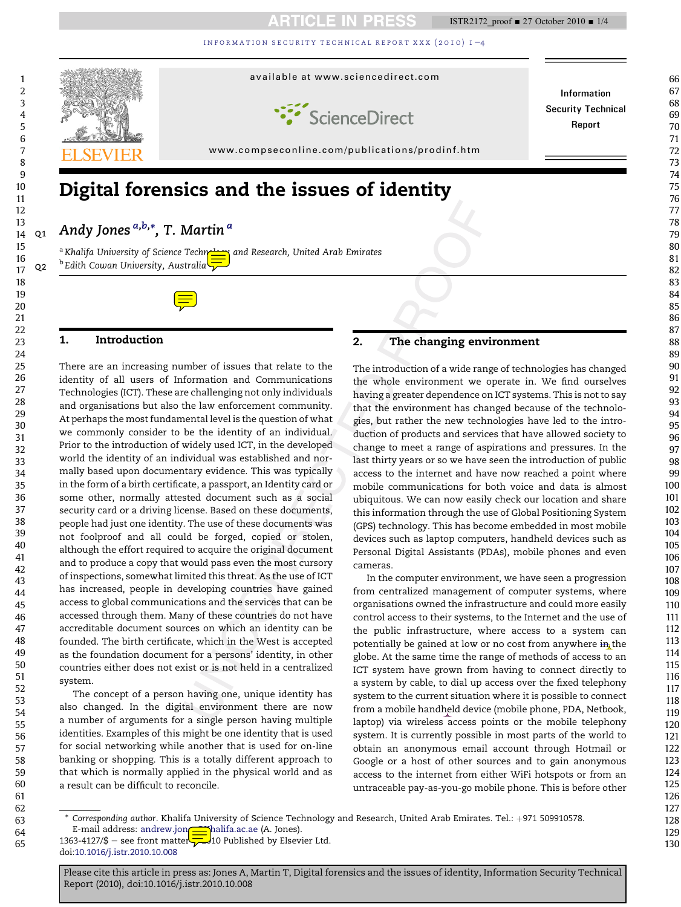# Digital forensics and the issues of identity

*Andy Jones* [a,b,*], *T. Martin* [a]

[a] Khalifa University of Science Technology and Research, United Arab Emirates
[b] Edith Cowan University, Australia

## 1. Introduction

There are an increasing number of issues that relate to the identity of all users of Information and Communications Technologies (ICT). These are challenging not only individuals and organisations but also the law enforcement community. At perhaps the most fundamental level is the question of what we commonly consider to be the identity of an individual. Prior to the introduction of widely used ICT, in the developed world the identity of an individual was established and normally based upon documentary evidence. This was typically in the form of a birth certificate, a passport, an Identity card or some other, normally attested document such as a social security card or a driving license. Based on these documents, people had just one identity. The use of these documents was not foolproof and all could be forged, copied or stolen, although the effort required to acquire the original document and to produce a copy that would pass even the most cursory of inspections, somewhat limited this threat. As the use of ICT has increased, people in developing countries have gained access to global communications and the services that can be accessed through them. Many of these countries do not have accreditable document sources on which an identity can be founded. The birth certificate, which in the West is accepted as the foundation document for a persons' identity, in other countries either does not exist or is not held in a centralized system.

The concept of a person having one, unique identity has also changed. In the digital environment there are now a number of arguments for a single person having multiple identities. Examples of this might be one identity that is used for social networking while another that is used for on-line banking or shopping. This is a totally different approach to that which is normally applied in the physical world and as a result can be difficult to reconcile.

## 2. The changing environment

The introduction of a wide range of technologies has changed the whole environment we operate in. We find ourselves having a greater dependence on ICT systems. This is not to say that the environment has changed because of the technologies, but rather the new technologies have led to the introduction of products and services that have allowed society to change to meet a range of aspirations and pressures. In the last thirty years or so we have seen the introduction of public access to the internet and have now reached a point where mobile communications for both voice and data is almost ubiquitous. We can now easily check our location and share this information through the use of Global Positioning System (GPS) technology. This has become embedded in most mobile devices such as laptop computers, handheld devices such as Personal Digital Assistants (PDAs), mobile phones and even cameras.

In the computer environment, we have seen a progression from centralized management of computer systems, where organisations owned the infrastructure and could more easily control access to their systems, to the Internet and the use of the public infrastructure, where access to a system can potentially be gained at low or no cost from anywhere in the globe. At the same time the range of methods of access to an ICT system have grown from having to connect directly to a system by cable, to dial up access over the fixed telephony system to the current situation where it is possible to connect from a mobile handheld device (mobile phone, PDA, Netbook, laptop) via wireless access points or the mobile telephony system. It is currently possible in most parts of the world to obtain an anonymous email account through Hotmail or Google or a host of other sources and to gain anonymous access to the internet from either WiFi hotspots or from an untraceable pay-as-you-go mobile phone. This is before other

---

* Corresponding author. Khalifa University of Science Technology and Research, United Arab Emirates. Tel.: +971 509910578.
E-mail address: andrew.jones@khalifa.ac.ae (A. Jones).
1363-4127/$ – see front matter © 2010 Published by Elsevier Ltd.
doi:10.1016/j.istr.2010.10.008

Please cite this article in press as: Jones A, Martin T, Digital forensics and the issues of identity, Information Security Technical Report (2010), doi:10.1016/j.istr.2010.10.008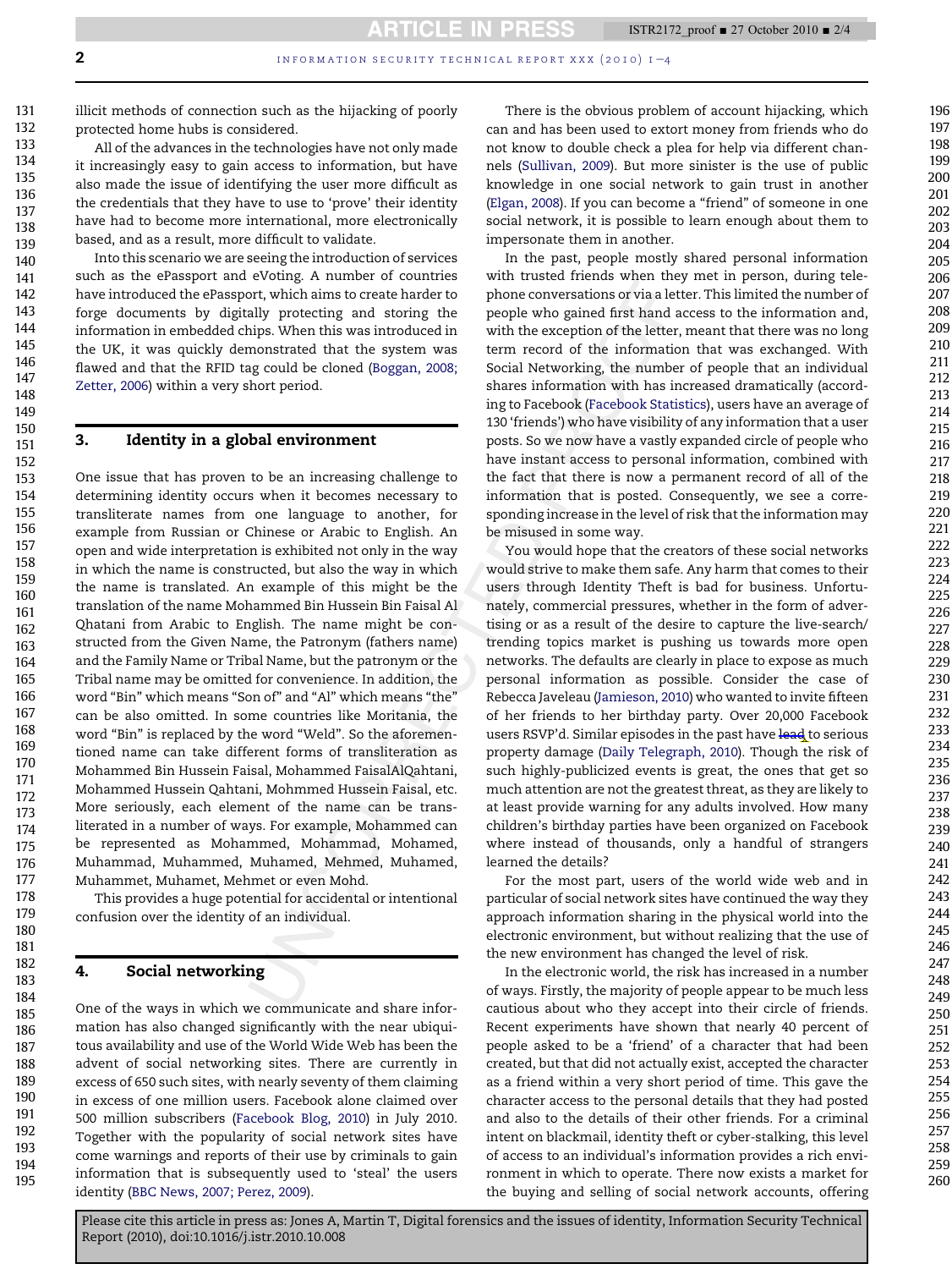illicit methods of connection such as the hijacking of poorly protected home hubs is considered.

All of the advances in the technologies have not only made it increasingly easy to gain access to information, but have also made the issue of identifying the user more difficult as the credentials that they have to use to 'prove' their identity have had to become more international, more electronically based, and as a result, more difficult to validate.

Into this scenario we are seeing the introduction of services such as the ePassport and eVoting. A number of countries have introduced the ePassport, which aims to create harder to forge documents by digitally protecting and storing the information in embedded chips. When this was introduced in the UK, it was quickly demonstrated that the system was flawed and that the RFID tag could be cloned (Boggan, 2008; Zetter, 2006) within a very short period.

## 3. Identity in a global environment

One issue that has proven to be an increasing challenge to determining identity occurs when it becomes necessary to transliterate names from one language to another, for example from Russian or Chinese or Arabic to English. An open and wide interpretation is exhibited not only in the way in which the name is constructed, but also the way in which the name is translated. An example of this might be the translation of the name Mohammed Bin Hussein Bin Faisal Al Qhatani from Arabic to English. The name might be constructed from the Given Name, the Patronym (fathers name) and the Family Name or Tribal Name, but the patronym or the Tribal name may be omitted for convenience. In addition, the word "Bin" which means "Son of" and "Al" which means "the" can be also omitted. In some countries like Moritania, the word "Bin" is replaced by the word "Weld". So the aforementioned name can take different forms of transliteration as Mohammed Bin Hussein Faisal, Mohammed FaisalAlQahtani, Mohammed Hussein Qahtani, Mohmmed Hussein Faisal, etc. More seriously, each element of the name can be transliterated in a number of ways. For example, Mohammed can be represented as Mohammed, Mohammad, Mohamed, Muhammad, Muhammed, Muhamed, Mehmed, Muhamed, Muhammet, Muhamet, Mehmet or even Mohd.

This provides a huge potential for accidental or intentional confusion over the identity of an individual.

## 4. Social networking

One of the ways in which we communicate and share information has also changed significantly with the near ubiquitous availability and use of the World Wide Web has been the advent of social networking sites. There are currently in excess of 650 such sites, with nearly seventy of them claiming in excess of one million users. Facebook alone claimed over 500 million subscribers (Facebook Blog, 2010) in July 2010. Together with the popularity of social network sites have come warnings and reports of their use by criminals to gain information that is subsequently used to 'steal' the users identity (BBC News, 2007; Perez, 2009).

There is the obvious problem of account hijacking, which can and has been used to extort money from friends who do not know to double check a plea for help via different channels (Sullivan, 2009). But more sinister is the use of public knowledge in one social network to gain trust in another (Elgan, 2008). If you can become a "friend" of someone in one social network, it is possible to learn enough about them to impersonate them in another.

In the past, people mostly shared personal information with trusted friends when they met in person, during telephone conversations or via a letter. This limited the number of people who gained first hand access to the information and, with the exception of the letter, meant that there was no long term record of the information that was exchanged. With Social Networking, the number of people that an individual shares information with has increased dramatically (according to Facebook (Facebook Statistics), users have an average of 130 'friends') who have visibility of any information that a user posts. So we now have a vastly expanded circle of people who have instant access to personal information, combined with the fact that there is now a permanent record of all of the information that is posted. Consequently, we see a corresponding increase in the level of risk that the information may be misused in some way.

You would hope that the creators of these social networks would strive to make them safe. Any harm that comes to their users through Identity Theft is bad for business. Unfortunately, commercial pressures, whether in the form of advertising or as a result of the desire to capture the live-search/trending topics market is pushing us towards more open networks. The defaults are clearly in place to expose as much personal information as possible. Consider the case of Rebecca Javeleau (Jamieson, 2010) who wanted to invite fifteen of her friends to her birthday party. Over 20,000 Facebook users RSVP'd. Similar episodes in the past have lead to serious property damage (Daily Telegraph, 2010). Though the risk of such highly-publicized events is great, the ones that get so much attention are not the greatest threat, as they are likely to at least provide warning for any adults involved. How many children's birthday parties have been organized on Facebook where instead of thousands, only a handful of strangers learned the details?

For the most part, users of the world wide web and in particular of social network sites have continued the way they approach information sharing in the physical world into the electronic environment, but without realizing that the use of the new environment has changed the level of risk.

In the electronic world, the risk has increased in a number of ways. Firstly, the majority of people appear to be much less cautious about who they accept into their circle of friends. Recent experiments have shown that nearly 40 percent of people asked to be a 'friend' of a character that had been created, but that did not actually exist, accepted the character as a friend within a very short period of time. This gave the character access to the personal details that they had posted and also to the details of their other friends. For a criminal intent on blackmail, identity theft or cyber-stalking, this level of access to an individual's information provides a rich environment in which to operate. There now exists a market for the buying and selling of social network accounts, offering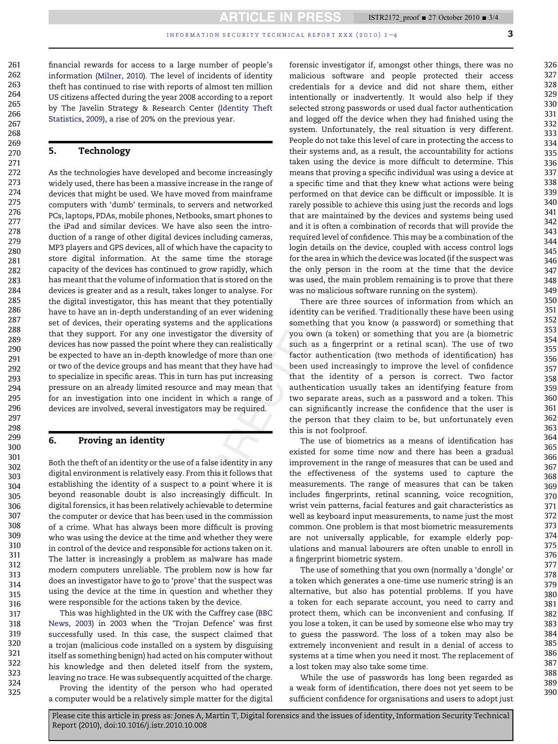financial rewards for access to a large number of people's information (Milner, 2010). The level of incidents of identity theft has continued to rise with reports of almost ten million US citizens affected during the year 2008 according to a report by The Javelin Strategy & Research Center (Identity Theft Statistics, 2009), a rise of 20% on the previous year.

## 5. Technology

As the technologies have developed and become increasingly widely used, there has been a massive increase in the range of devices that might be used. We have moved from mainframe computers with 'dumb' terminals, to servers and networked PCs, laptops, PDAs, mobile phones, Netbooks, smart phones to the iPad and similar devices. We have also seen the introduction of a range of other digital devices including cameras, MP3 players and GPS devices, all of which have the capacity to store digital information. At the same time the storage capacity of the devices has continued to grow rapidly, which has meant that the volume of information that is stored on the devices is greater and as a result, takes longer to analyse. For the digital investigator, this has meant that they potentially have to have an in-depth understanding of an ever widening set of devices, their operating systems and the applications that they support. For any one investigator the diversity of devices has now passed the point where they can realistically be expected to have an in-depth knowledge of more than one or two of the device groups and has meant that they have had to specialize in specific areas. This in turn has put increasing pressure on an already limited resource and may mean that for an investigation into one incident in which a range of devices are involved, several investigators may be required.

## 6. Proving an identity

Both the theft of an identity or the use of a false identity in any digital environment is relatively easy. From this it follows that establishing the identity of a suspect to a point where it is beyond reasonable doubt is also increasingly difficult. In digital forensics, it has been relatively achievable to determine the computer or device that has been used in the commission of a crime. What has always been more difficult is proving who was using the device at the time and whether they were in control of the device and responsible for actions taken on it. The latter is increasingly a problem as malware has made modern computers unreliable. The problem now is how far does an investigator have to go to 'prove' that the suspect was using the device at the time in question and whether they were responsible for the actions taken by the device.

This was highlighted in the UK with the Caffrey case (BBC News, 2003) in 2003 when the 'Trojan Defence' was first successfully used. In this case, the suspect claimed that a trojan (malicious code installed on a system by disguising itself as something benign) had acted on his computer without his knowledge and then deleted itself from the system, leaving no trace. He was subsequently acquitted of the charge.

Proving the identity of the person who had operated a computer would be a relatively simple matter for the digital forensic investigator if, amongst other things, there was no malicious software and people protected their access credentials for a device and did not share them, either intentionally or inadvertently. It would also help if they selected strong passwords or used dual factor authentication and logged off the device when they had finished using the system. Unfortunately, the real situation is very different. People do not take this level of care in protecting the access to their systems and, as a result, the accountability for actions taken using the device is more difficult to determine. This means that proving a specific individual was using a device at a specific time and that they knew what actions were being performed on that device can be difficult or impossible. It is rarely possible to achieve this using just the records and logs that are maintained by the devices and systems being used and it is often a combination of records that will provide the required level of confidence. This may be a combination of the login details on the device, coupled with access control logs for the area in which the device was located (if the suspect was the only person in the room at the time that the device was used, the main problem remaining is to prove that there was no malicious software running on the system).

There are three sources of information from which an identity can be verified. Traditionally these have been using something that you know (a password) or something that you own (a token) or something that you are (a biometric such as a fingerprint or a retinal scan). The use of two factor authentication (two methods of identification) has been used increasingly to improve the level of confidence that the identity of a person is correct. Two factor authentication usually takes an identifying feature from two separate areas, such as a password and a token. This can significantly increase the confidence that the user is the person that they claim to be, but unfortunately even this is not foolproof.

The use of biometrics as a means of identification has existed for some time now and there has been a gradual improvement in the range of measures that can be used and the effectiveness of the systems used to capture the measurements. The range of measures that can be taken includes fingerprints, retinal scanning, voice recognition, wrist vein patterns, facial features and gait characteristics as well as keyboard input measurements, to name just the most common. One problem is that most biometric measurements are not universally applicable, for example elderly populations and manual labourers are often unable to enroll in a fingerprint biometric system.

The use of something that you own (normally a 'dongle' or a token which generates a one-time use numeric string) is an alternative, but also has potential problems. If you have a token for each separate account, you need to carry and protect them, which can be inconvenient and confusing. If you lose a token, it can be used by someone else who may try to guess the password. The loss of a token may also be extremely inconvenient and result in a denial of access to systems at a time when you need it most. The replacement of a lost token may also take some time.

While the use of passwords has long been regarded as a weak form of identification, there does not yet seem to be sufficient confidence for organisations and users to adopt just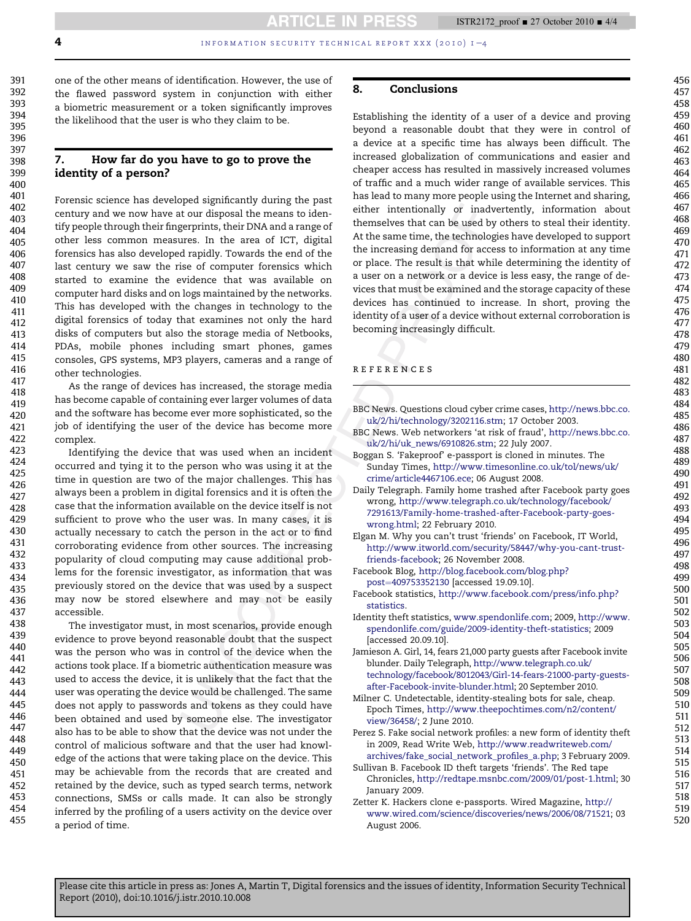one of the other means of identification. However, the use of the flawed password system in conjunction with either a biometric measurement or a token significantly improves the likelihood that the user is who they claim to be.

## 7. How far do you have to go to prove the identity of a person?

Forensic science has developed significantly during the past century and we now have at our disposal the means to identify people through their fingerprints, their DNA and a range of other less common measures. In the area of ICT, digital forensics has also developed rapidly. Towards the end of the last century we saw the rise of computer forensics which started to examine the evidence that was available on computer hard disks and on logs maintained by the networks. This has developed with the changes in technology to the digital forensics of today that examines not only the hard disks of computers but also the storage media of Netbooks, PDAs, mobile phones including smart phones, games consoles, GPS systems, MP3 players, cameras and a range of other technologies.

As the range of devices has increased, the storage media has become capable of containing ever larger volumes of data and the software has become ever more sophisticated, so the job of identifying the user of the device has become more complex.

Identifying the device that was used when an incident occurred and tying it to the person who was using it at the time in question are two of the major challenges. This has always been a problem in digital forensics and it is often the case that the information available on the device itself is not sufficient to prove who the user was. In many cases, it is actually necessary to catch the person in the act or to find corroborating evidence from other sources. The increasing popularity of cloud computing may cause additional problems for the forensic investigator, as information that was previously stored on the device that was used by a suspect may now be stored elsewhere and may not be easily accessible.

The investigator must, in most scenarios, provide enough evidence to prove beyond reasonable doubt that the suspect was the person who was in control of the device when the actions took place. If a biometric authentication measure was used to access the device, it is unlikely that the fact that the user was operating the device would be challenged. The same does not apply to passwords and tokens as they could have been obtained and used by someone else. The investigator also has to be able to show that the device was not under the control of malicious software and that the user had knowledge of the actions that were taking place on the device. This may be achievable from the records that are created and retained by the device, such as typed search terms, network connections, SMSs or calls made. It can also be strongly inferred by the profiling of a users activity on the device over a period of time.

## 8. Conclusions

Establishing the identity of a user of a device and proving beyond a reasonable doubt that they were in control of a device at a specific time has always been difficult. The increased globalization of communications and easier and cheaper access has resulted in massively increased volumes of traffic and a much wider range of available services. This has lead to many more people using the Internet and sharing, either intentionally or inadvertently, information about themselves that can be used by others to steal their identity. At the same time, the technologies have developed to support the increasing demand for access to information at any time or place. The result is that while determining the identity of a user on a network or a device is less easy, the range of devices that must be examined and the storage capacity of these devices has continued to increase. In short, proving the identity of a user of a device without external corroboration is becoming increasingly difficult.

## REFERENCES

BBC News. Questions cloud cyber crime cases, http://news.bbc.co.uk/2/hi/technology/3202116.stm; 17 October 2003.

BBC News. Web networkers 'at risk of fraud', http://news.bbc.co.uk/2/hi/uk_news/6910826.stm; 22 July 2007.

Boggan S. 'Fakeproof' e-passport is cloned in minutes. The Sunday Times, http://www.timesonline.co.uk/tol/news/uk/crime/article4467106.ece; 06 August 2008.

Daily Telegraph. Family home trashed after Facebook party goes wrong, http://www.telegraph.co.uk/technology/facebook/7291613/Family-home-trashed-after-Facebook-party-goes-wrong.html; 22 February 2010.

Elgan M. Why you can't trust 'friends' on Facebook, IT World, http://www.itworld.com/security/58447/why-you-cant-trust-friends-facebook; 26 November 2008.

Facebook Blog, http://blog.facebook.com/blog.php?post=409753352130 [accessed 19.09.10].

Facebook statistics, http://www.facebook.com/press/info.php?statistics.

Identity theft statistics, www.spendonlife.com; 2009, http://www.spendonlife.com/guide/2009-identity-theft-statistics; 2009 [accessed 20.09.10].

Jamieson A. Girl, 14, fears 21,000 party guests after Facebook invite blunder. Daily Telegraph, http://www.telegraph.co.uk/technology/facebook/8012043/Girl-14-fears-21000-party-guests-after-Facebook-invite-blunder.html; 20 September 2010.

Milner C. Undetectable, identity-stealing bots for sale, cheap. Epoch Times, http://www.theepochtimes.com/n2/content/view/36458/; 2 June 2010.

Perez S. Fake social network profiles: a new form of identity theft in 2009, Read Write Web, http://www.readwriteweb.com/archives/fake_social_network_profiles_a.php; 3 February 2009.

Sullivan B. Facebook ID theft targets 'friends'. The Red tape Chronicles, http://redtape.msnbc.com/2009/01/post-1.html; 30 January 2009.

Zetter K. Hackers clone e-passports. Wired Magazine, http://www.wired.com/science/discoveries/news/2006/08/71521; 03 August 2006.

Please cite this article in press as: Jones A, Martin T, Digital forensics and the issues of identity, Information Security Technical Report (2010), doi:10.1016/j.istr.2010.10.008